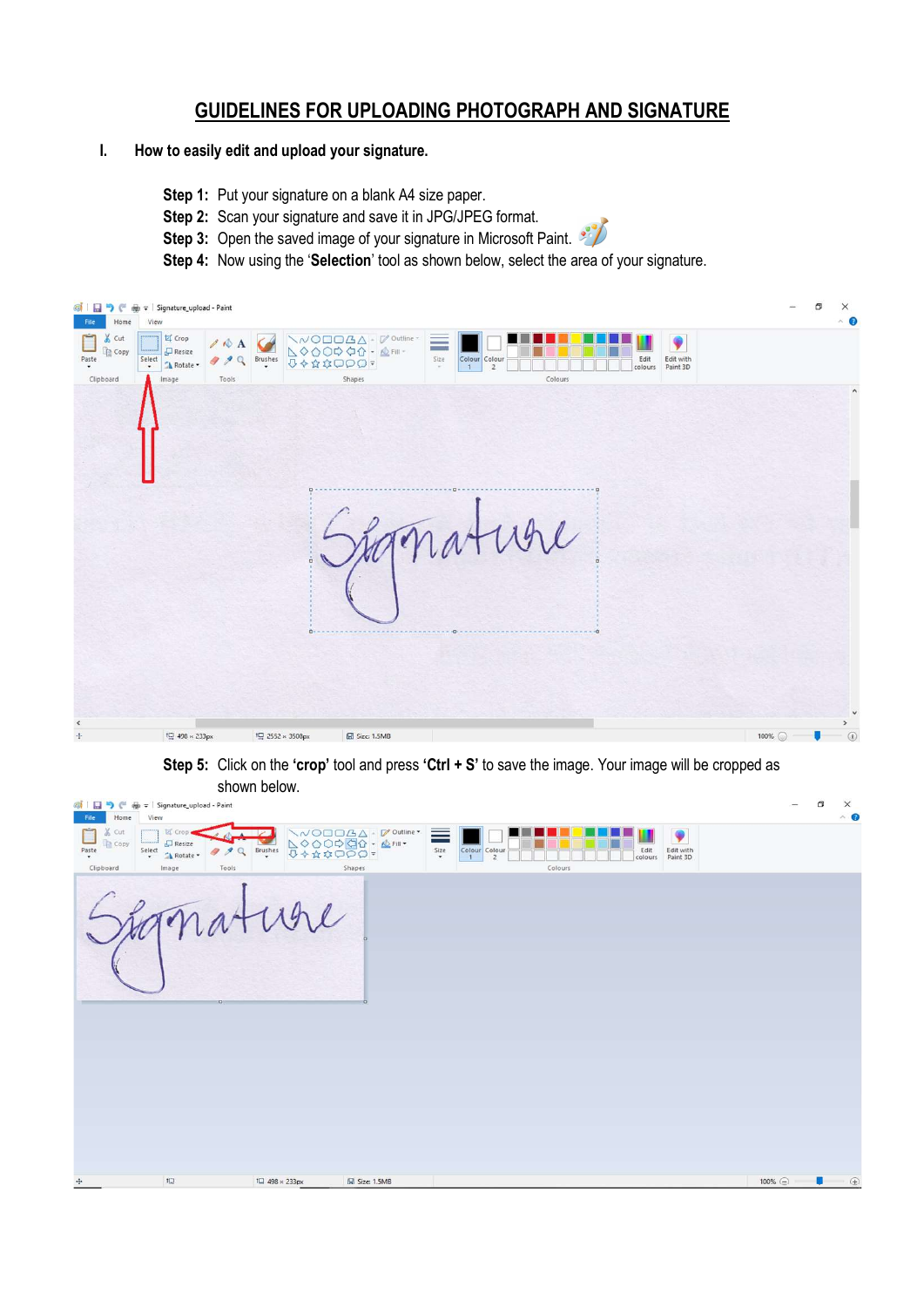# GUIDELINES FOR UPLOADING PHOTOGRAPH AND SIGNATURE

## I. How to easily edit and upload your signature.

**Step 1:** Put your signature on a blank A4 size paper.

**Step 2:** Scan your signature and save it in JPG/JPEG format.

**Step 3:** Open the saved image of your signature in Microsoft Paint.

**Step 4:** Now using the '**Selection**' tool as shown below, select the area of your signature.

**Step 5:** Click on the '**crop**' tool and press '**Ctrl + S**' to save the image. Your image will be cropped as shown below.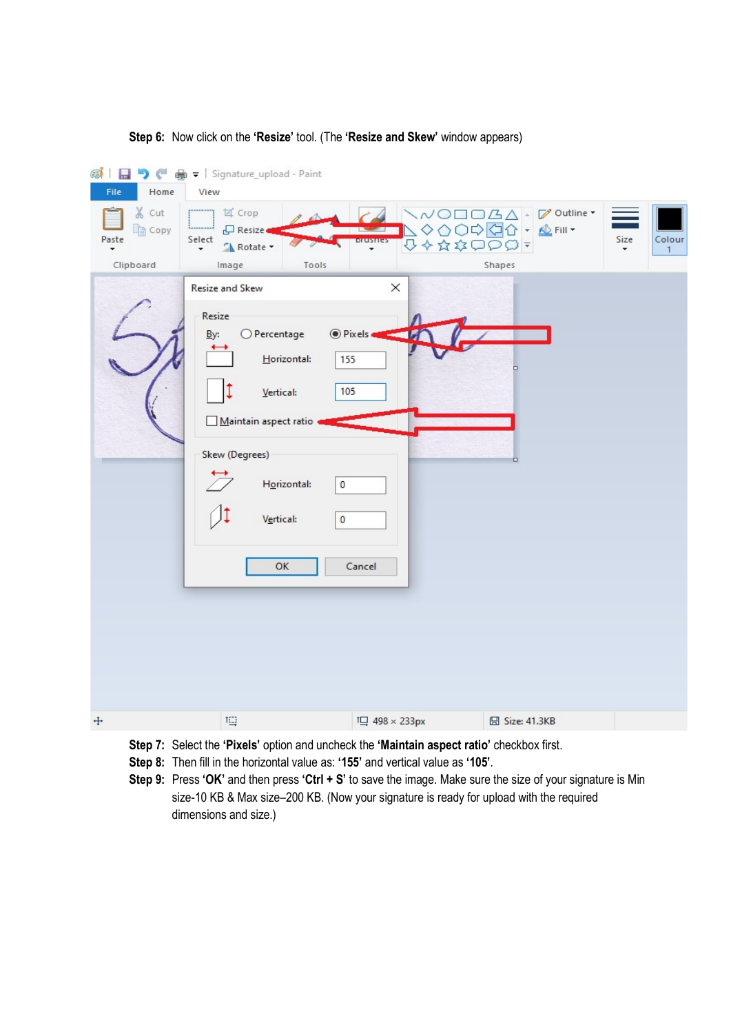**Step 6:** Now click on the **'Resize'** tool. (The **'Resize and Skew'** window appears)

**Step 7:** Select the **'Pixels'** option and uncheck the **'Maintain aspect ratio'** checkbox first.

**Step 8:** Then fill in the horizontal value as: **'155'** and vertical value as **'105'**.

**Step 9:** Press **'OK'** and then press **'Ctrl + S'** to save the image. Make sure the size of your signature is Min size-10 KB & Max size–200 KB. (Now your signature is ready for upload with the required dimensions and size.)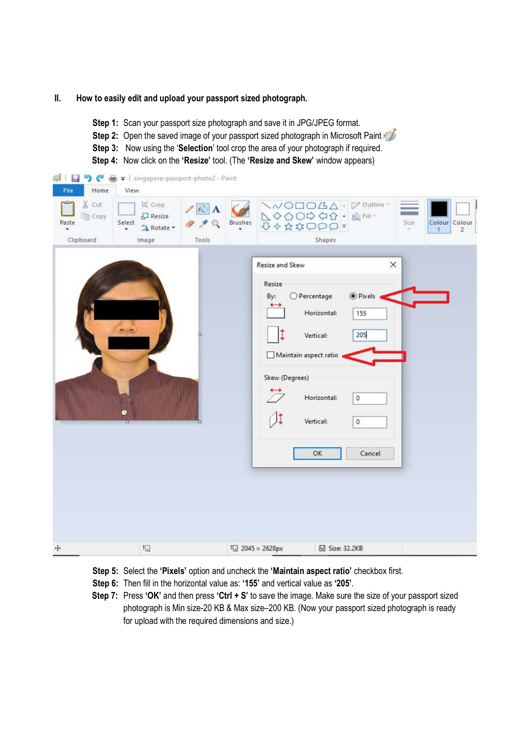## II. How to easily edit and upload your passport sized photograph.

**Step 1:** Scan your passport size photograph and save it in JPG/JPEG format.
**Step 2:** Open the saved image of your passport sized photograph in Microsoft Paint
**Step 3:** Now using the '**Selection**' tool crop the area of your photograph if required.
**Step 4:** Now click on the **'Resize'** tool. (The **'Resize and Skew'** window appears)

**Step 5:** Select the **'Pixels'** option and uncheck the **'Maintain aspect ratio'** checkbox first.
**Step 6:** Then fill in the horizontal value as: **'155'** and vertical value as **'205'**.
**Step 7:** Press **'OK'** and then press **'Ctrl + S'** to save the image. Make sure the size of your passport sized photograph is Min size-20 KB & Max size–200 KB. (Now your passport sized photograph is ready for upload with the required dimensions and size.)